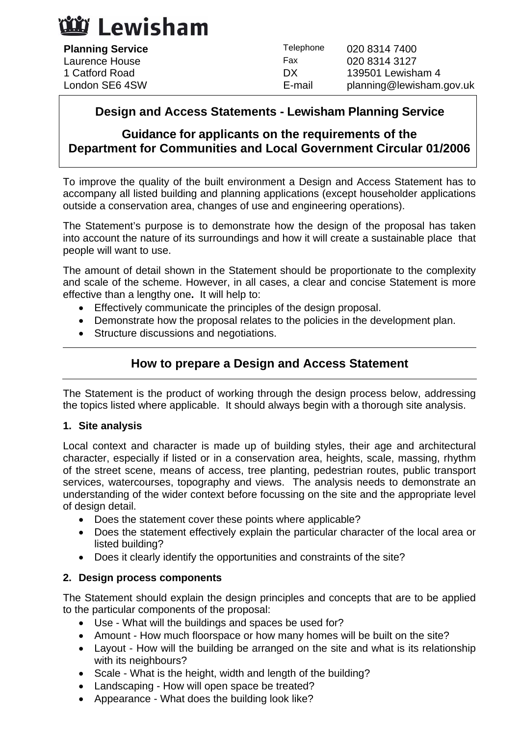# Lewisham

**Planning Service**
Laurence House
1 Catford Road
London SE6 4SW

Telephone 020 8314 7400
Fax 020 8314 3127
DX 139501 Lewisham 4
E-mail planning@lewisham.gov.uk

## Design and Access Statements - Lewisham Planning Service

### Guidance for applicants on the requirements of the Department for Communities and Local Government Circular 01/2006

To improve the quality of the built environment a Design and Access Statement has to accompany all listed building and planning applications (except householder applications outside a conservation area, changes of use and engineering operations).

The Statement's purpose is to demonstrate how the design of the proposal has taken into account the nature of its surroundings and how it will create a sustainable place that people will want to use.

The amount of detail shown in the Statement should be proportionate to the complexity and scale of the scheme. However, in all cases, a clear and concise Statement is more effective than a lengthy one**.** It will help to:

- Effectively communicate the principles of the design proposal.
- Demonstrate how the proposal relates to the policies in the development plan.
- Structure discussions and negotiations.

## How to prepare a Design and Access Statement

The Statement is the product of working through the design process below, addressing the topics listed where applicable. It should always begin with a thorough site analysis.

### 1. Site analysis

Local context and character is made up of building styles, their age and architectural character, especially if listed or in a conservation area, heights, scale, massing, rhythm of the street scene, means of access, tree planting, pedestrian routes, public transport services, watercourses, topography and views. The analysis needs to demonstrate an understanding of the wider context before focussing on the site and the appropriate level of design detail.

- Does the statement cover these points where applicable?
- Does the statement effectively explain the particular character of the local area or listed building?
- Does it clearly identify the opportunities and constraints of the site?

### 2. Design process components

The Statement should explain the design principles and concepts that are to be applied to the particular components of the proposal:

- Use - What will the buildings and spaces be used for?
- Amount - How much floorspace or how many homes will be built on the site?
- Layout - How will the building be arranged on the site and what is its relationship with its neighbours?
- Scale - What is the height, width and length of the building?
- Landscaping - How will open space be treated?
- Appearance - What does the building look like?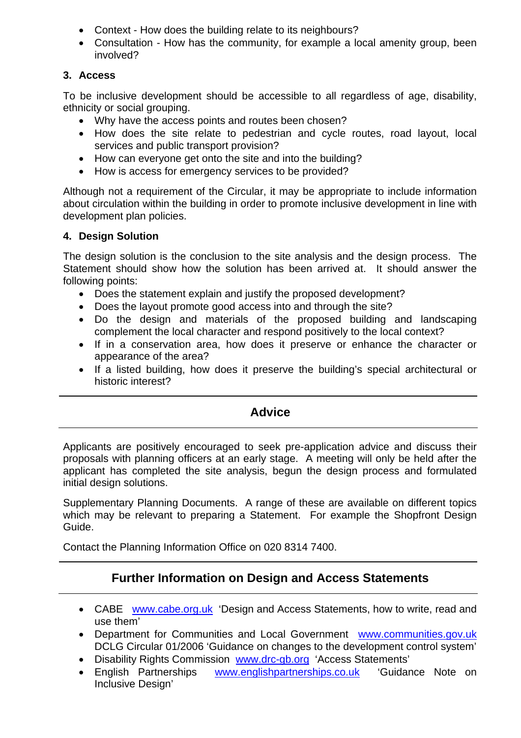- Context - How does the building relate to its neighbours?
- Consultation - How has the community, for example a local amenity group, been involved?

### 3. Access

To be inclusive development should be accessible to all regardless of age, disability, ethnicity or social grouping.

- Why have the access points and routes been chosen?
- How does the site relate to pedestrian and cycle routes, road layout, local services and public transport provision?
- How can everyone get onto the site and into the building?
- How is access for emergency services to be provided?

Although not a requirement of the Circular, it may be appropriate to include information about circulation within the building in order to promote inclusive development in line with development plan policies.

### 4. Design Solution

The design solution is the conclusion to the site analysis and the design process. The Statement should show how the solution has been arrived at. It should answer the following points:

- Does the statement explain and justify the proposed development?
- Does the layout promote good access into and through the site?
- Do the design and materials of the proposed building and landscaping complement the local character and respond positively to the local context?
- If in a conservation area, how does it preserve or enhance the character or appearance of the area?
- If a listed building, how does it preserve the building's special architectural or historic interest?

## Advice

Applicants are positively encouraged to seek pre-application advice and discuss their proposals with planning officers at an early stage. A meeting will only be held after the applicant has completed the site analysis, begun the design process and formulated initial design solutions.

Supplementary Planning Documents. A range of these are available on different topics which may be relevant to preparing a Statement. For example the Shopfront Design Guide.

Contact the Planning Information Office on 020 8314 7400.

## Further Information on Design and Access Statements

- CABE www.cabe.org.uk 'Design and Access Statements, how to write, read and use them'
- Department for Communities and Local Government www.communities.gov.uk DCLG Circular 01/2006 'Guidance on changes to the development control system'
- Disability Rights Commission www.drc-gb.org 'Access Statements'
- English Partnerships www.englishpartnerships.co.uk 'Guidance Note on Inclusive Design'